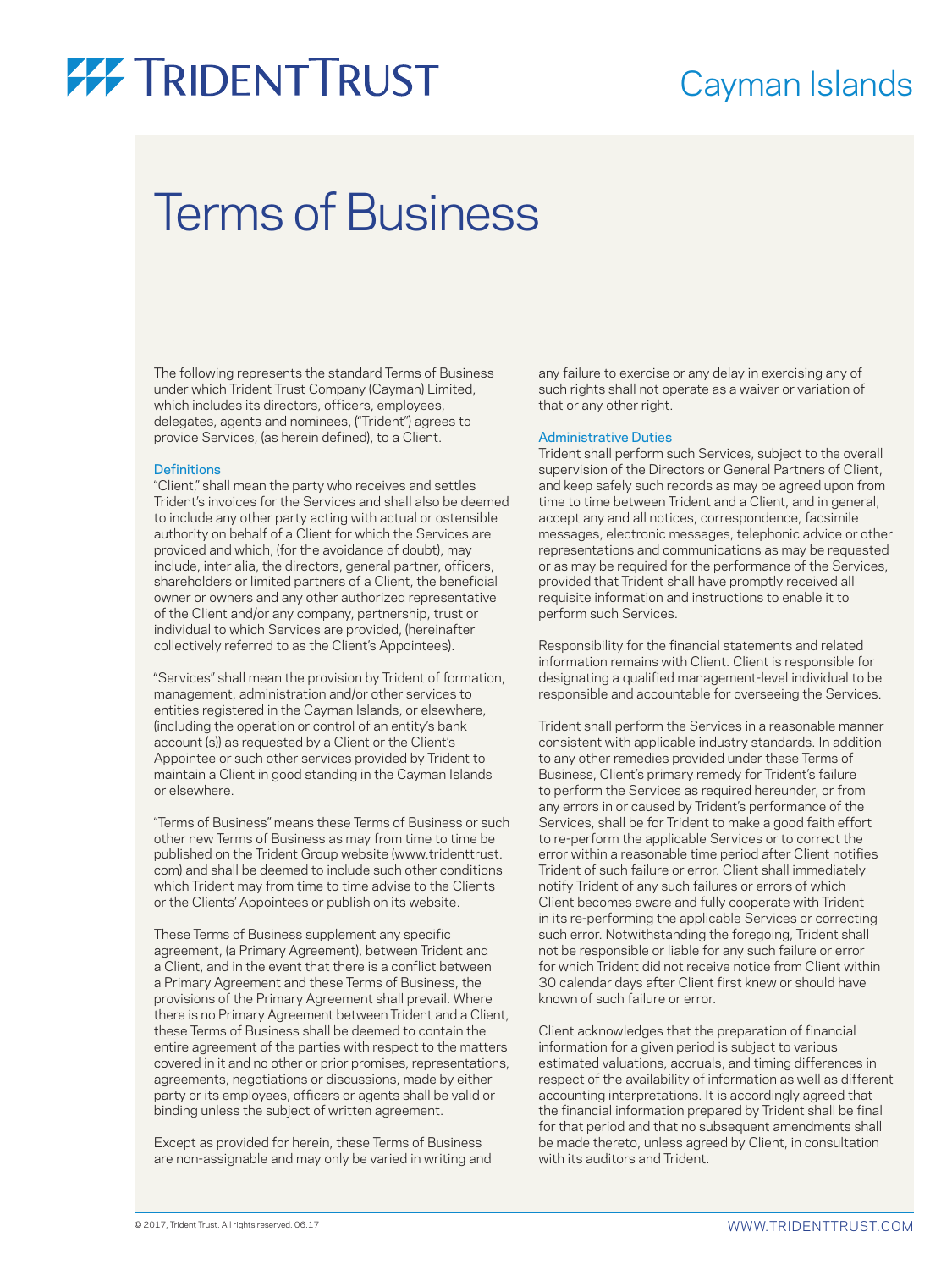# Terms of Business

The following represents the standard Terms of Business under which Trident Trust Company (Cayman) Limited, which includes its directors, officers, employees, delegates, agents and nominees, ("Trident") agrees to provide Services, (as herein defined), to a Client.

## Definitions

"Client," shall mean the party who receives and settles Trident's invoices for the Services and shall also be deemed to include any other party acting with actual or ostensible authority on behalf of a Client for which the Services are provided and which, (for the avoidance of doubt), may include, inter alia, the directors, general partner, officers, shareholders or limited partners of a Client, the beneficial owner or owners and any other authorized representative of the Client and/or any company, partnership, trust or individual to which Services are provided, (hereinafter collectively referred to as the Client's Appointees).

"Services" shall mean the provision by Trident of formation, management, administration and/or other services to entities registered in the Cayman Islands, or elsewhere, (including the operation or control of an entity's bank account (s)) as requested by a Client or the Client's Appointee or such other services provided by Trident to maintain a Client in good standing in the Cayman Islands or elsewhere.

"Terms of Business" means these Terms of Business or such other new Terms of Business as may from time to time be published on the Trident Group website (www.tridenttrust.com) and shall be deemed to include such other conditions which Trident may from time to time advise to the Clients or the Clients' Appointees or publish on its website.

These Terms of Business supplement any specific agreement, (a Primary Agreement), between Trident and a Client, and in the event that there is a conflict between a Primary Agreement and these Terms of Business, the provisions of the Primary Agreement shall prevail. Where there is no Primary Agreement between Trident and a Client, these Terms of Business shall be deemed to contain the entire agreement of the parties with respect to the matters covered in it and no other or prior promises, representations, agreements, negotiations or discussions, made by either party or its employees, officers or agents shall be valid or binding unless the subject of written agreement.

Except as provided for herein, these Terms of Business are non-assignable and may only be varied in writing and any failure to exercise or any delay in exercising any of such rights shall not operate as a waiver or variation of that or any other right.

## Administrative Duties

Trident shall perform such Services, subject to the overall supervision of the Directors or General Partners of Client, and keep safely such records as may be agreed upon from time to time between Trident and a Client, and in general, accept any and all notices, correspondence, facsimile messages, electronic messages, telephonic advice or other representations and communications as may be requested or as may be required for the performance of the Services, provided that Trident shall have promptly received all requisite information and instructions to enable it to perform such Services.

Responsibility for the financial statements and related information remains with Client. Client is responsible for designating a qualified management-level individual to be responsible and accountable for overseeing the Services.

Trident shall perform the Services in a reasonable manner consistent with applicable industry standards. In addition to any other remedies provided under these Terms of Business, Client's primary remedy for Trident's failure to perform the Services as required hereunder, or from any errors in or caused by Trident's performance of the Services, shall be for Trident to make a good faith effort to re-perform the applicable Services or to correct the error within a reasonable time period after Client notifies Trident of such failure or error. Client shall immediately notify Trident of any such failures or errors of which Client becomes aware and fully cooperate with Trident in its re-performing the applicable Services or correcting such error. Notwithstanding the foregoing, Trident shall not be responsible or liable for any such failure or error for which Trident did not receive notice from Client within 30 calendar days after Client first knew or should have known of such failure or error.

Client acknowledges that the preparation of financial information for a given period is subject to various estimated valuations, accruals, and timing differences in respect of the availability of information as well as different accounting interpretations. It is accordingly agreed that the financial information prepared by Trident shall be final for that period and that no subsequent amendments shall be made thereto, unless agreed by Client, in consultation with its auditors and Trident.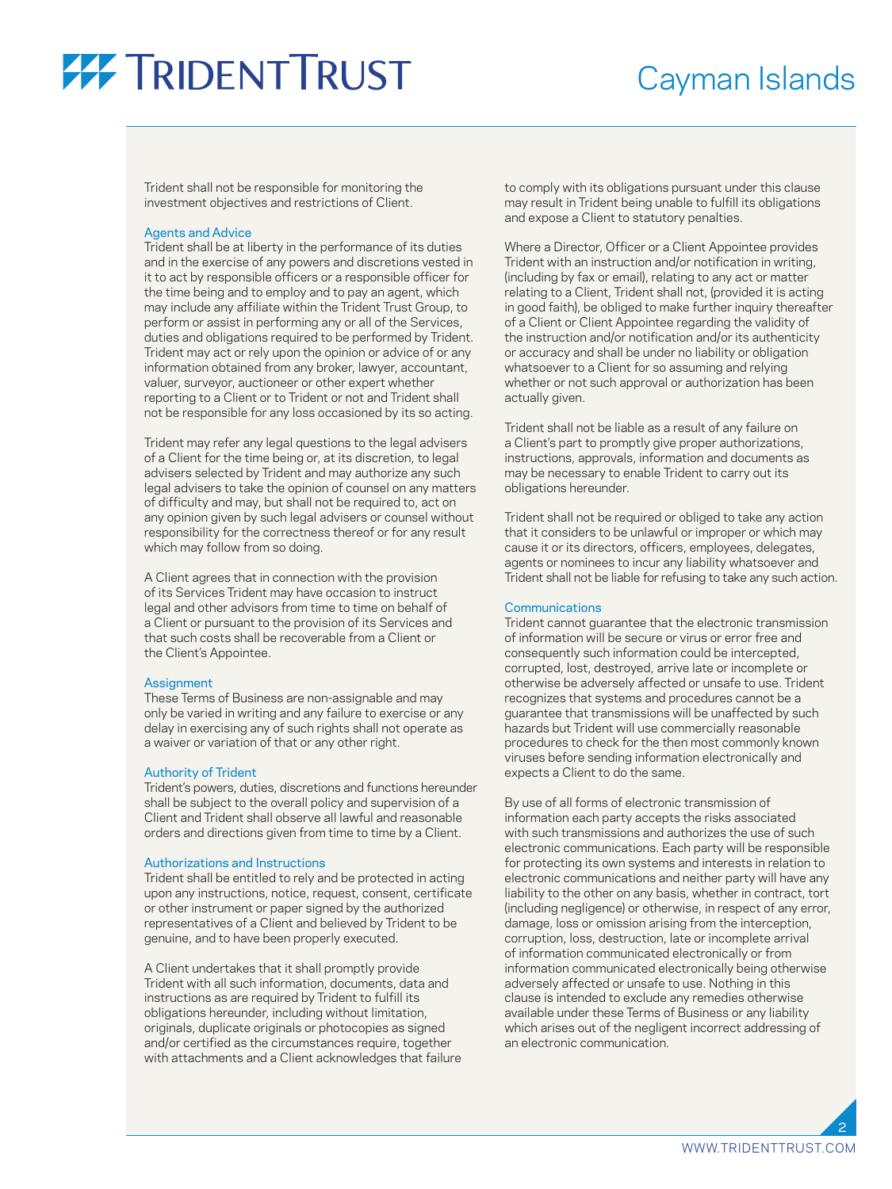Trident shall not be responsible for monitoring the investment objectives and restrictions of Client.

## Agents and Advice

Trident shall be at liberty in the performance of its duties and in the exercise of any powers and discretions vested in it to act by responsible officers or a responsible officer for the time being and to employ and to pay an agent, which may include any affiliate within the Trident Trust Group, to perform or assist in performing any or all of the Services, duties and obligations required to be performed by Trident. Trident may act or rely upon the opinion or advice of or any information obtained from any broker, lawyer, accountant, valuer, surveyor, auctioneer or other expert whether reporting to a Client or to Trident or not and Trident shall not be responsible for any loss occasioned by its so acting.

Trident may refer any legal questions to the legal advisers of a Client for the time being or, at its discretion, to legal advisers selected by Trident and may authorize any such legal advisers to take the opinion of counsel on any matters of difficulty and may, but shall not be required to, act on any opinion given by such legal advisers or counsel without responsibility for the correctness thereof or for any result which may follow from so doing.

A Client agrees that in connection with the provision of its Services Trident may have occasion to instruct legal and other advisors from time to time on behalf of a Client or pursuant to the provision of its Services and that such costs shall be recoverable from a Client or the Client's Appointee.

## Assignment

These Terms of Business are non-assignable and may only be varied in writing and any failure to exercise or any delay in exercising any of such rights shall not operate as a waiver or variation of that or any other right.

## Authority of Trident

Trident's powers, duties, discretions and functions hereunder shall be subject to the overall policy and supervision of a Client and Trident shall observe all lawful and reasonable orders and directions given from time to time by a Client.

## Authorizations and Instructions

Trident shall be entitled to rely and be protected in acting upon any instructions, notice, request, consent, certificate or other instrument or paper signed by the authorized representatives of a Client and believed by Trident to be genuine, and to have been properly executed.

A Client undertakes that it shall promptly provide Trident with all such information, documents, data and instructions as are required by Trident to fulfill its obligations hereunder, including without limitation, originals, duplicate originals or photocopies as signed and/or certified as the circumstances require, together with attachments and a Client acknowledges that failure to comply with its obligations pursuant under this clause may result in Trident being unable to fulfill its obligations and expose a Client to statutory penalties.

Where a Director, Officer or a Client Appointee provides Trident with an instruction and/or notification in writing, (including by fax or email), relating to any act or matter relating to a Client, Trident shall not, (provided it is acting in good faith), be obliged to make further inquiry thereafter of a Client or Client Appointee regarding the validity of the instruction and/or notification and/or its authenticity or accuracy and shall be under no liability or obligation whatsoever to a Client for so assuming and relying whether or not such approval or authorization has been actually given.

Trident shall not be liable as a result of any failure on a Client's part to promptly give proper authorizations, instructions, approvals, information and documents as may be necessary to enable Trident to carry out its obligations hereunder.

Trident shall not be required or obliged to take any action that it considers to be unlawful or improper or which may cause it or its directors, officers, employees, delegates, agents or nominees to incur any liability whatsoever and Trident shall not be liable for refusing to take any such action.

## Communications

Trident cannot guarantee that the electronic transmission of information will be secure or virus or error free and consequently such information could be intercepted, corrupted, lost, destroyed, arrive late or incomplete or otherwise be adversely affected or unsafe to use. Trident recognizes that systems and procedures cannot be a guarantee that transmissions will be unaffected by such hazards but Trident will use commercially reasonable procedures to check for the then most commonly known viruses before sending information electronically and expects a Client to do the same.

By use of all forms of electronic transmission of information each party accepts the risks associated with such transmissions and authorizes the use of such electronic communications. Each party will be responsible for protecting its own systems and interests in relation to electronic communications and neither party will have any liability to the other on any basis, whether in contract, tort (including negligence) or otherwise, in respect of any error, damage, loss or omission arising from the interception, corruption, loss, destruction, late or incomplete arrival of information communicated electronically or from information communicated electronically being otherwise adversely affected or unsafe to use. Nothing in this clause is intended to exclude any remedies otherwise available under these Terms of Business or any liability which arises out of the negligent incorrect addressing of an electronic communication.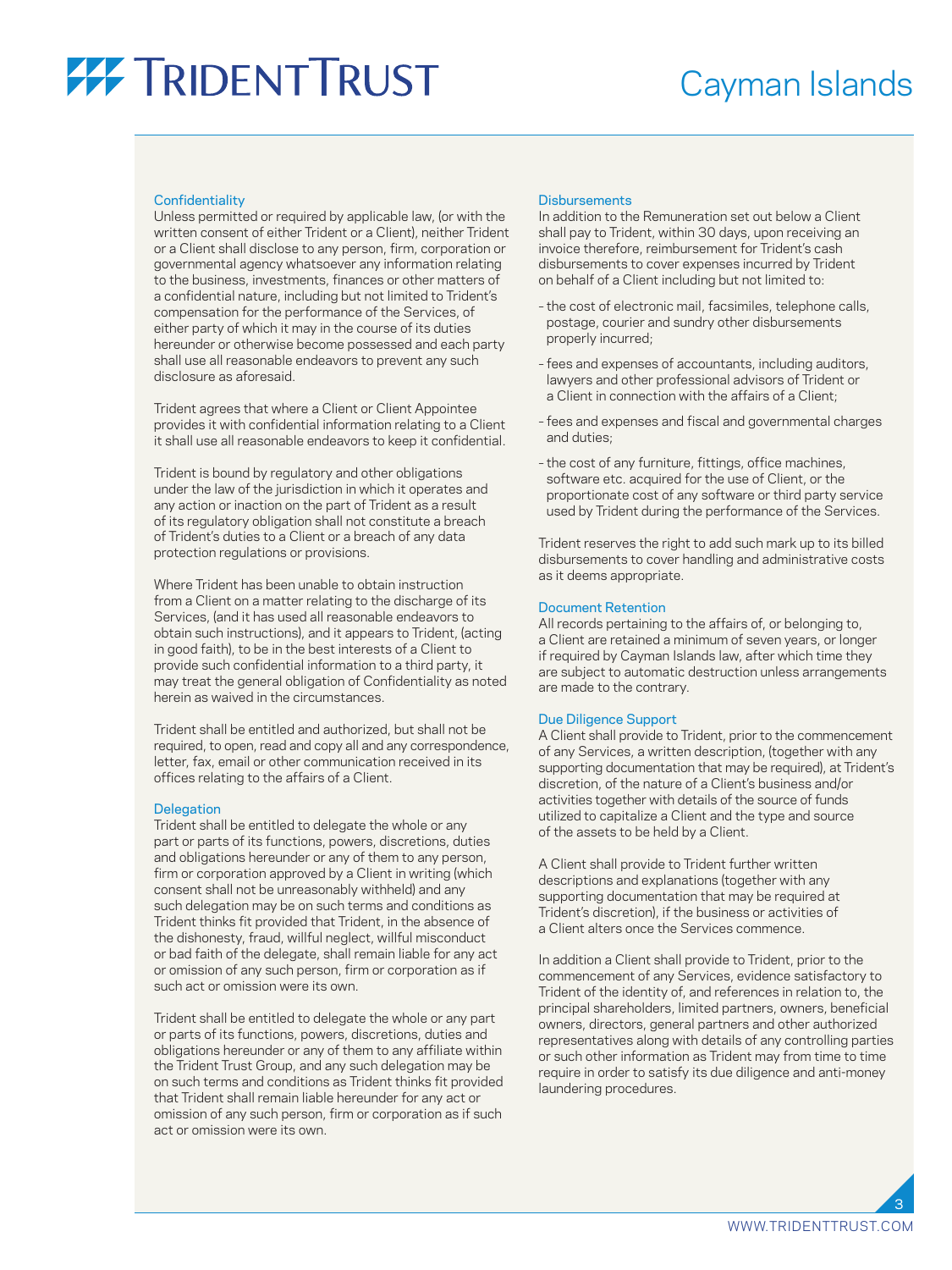### Confidentiality

Unless permitted or required by applicable law, (or with the written consent of either Trident or a Client), neither Trident or a Client shall disclose to any person, firm, corporation or governmental agency whatsoever any information relating to the business, investments, finances or other matters of a confidential nature, including but not limited to Trident's compensation for the performance of the Services, of either party of which it may in the course of its duties hereunder or otherwise become possessed and each party shall use all reasonable endeavors to prevent any such disclosure as aforesaid.

Trident agrees that where a Client or Client Appointee provides it with confidential information relating to a Client it shall use all reasonable endeavors to keep it confidential.

Trident is bound by regulatory and other obligations under the law of the jurisdiction in which it operates and any action or inaction on the part of Trident as a result of its regulatory obligation shall not constitute a breach of Trident's duties to a Client or a breach of any data protection regulations or provisions.

Where Trident has been unable to obtain instruction from a Client on a matter relating to the discharge of its Services, (and it has used all reasonable endeavors to obtain such instructions), and it appears to Trident, (acting in good faith), to be in the best interests of a Client to provide such confidential information to a third party, it may treat the general obligation of Confidentiality as noted herein as waived in the circumstances.

Trident shall be entitled and authorized, but shall not be required, to open, read and copy all and any correspondence, letter, fax, email or other communication received in its offices relating to the affairs of a Client.

### Delegation

Trident shall be entitled to delegate the whole or any part or parts of its functions, powers, discretions, duties and obligations hereunder or any of them to any person, firm or corporation approved by a Client in writing (which consent shall not be unreasonably withheld) and any such delegation may be on such terms and conditions as Trident thinks fit provided that Trident, in the absence of the dishonesty, fraud, willful neglect, willful misconduct or bad faith of the delegate, shall remain liable for any act or omission of any such person, firm or corporation as if such act or omission were its own.

Trident shall be entitled to delegate the whole or any part or parts of its functions, powers, discretions, duties and obligations hereunder or any of them to any affiliate within the Trident Trust Group, and any such delegation may be on such terms and conditions as Trident thinks fit provided that Trident shall remain liable hereunder for any act or omission of any such person, firm or corporation as if such act or omission were its own.

### Disbursements

In addition to the Remuneration set out below a Client shall pay to Trident, within 30 days, upon receiving an invoice therefore, reimbursement for Trident's cash disbursements to cover expenses incurred by Trident on behalf of a Client including but not limited to:

- the cost of electronic mail, facsimiles, telephone calls, postage, courier and sundry other disbursements properly incurred;
- fees and expenses of accountants, including auditors, lawyers and other professional advisors of Trident or a Client in connection with the affairs of a Client;
- fees and expenses and fiscal and governmental charges and duties;
- the cost of any furniture, fittings, office machines, software etc. acquired for the use of Client, or the proportionate cost of any software or third party service used by Trident during the performance of the Services.

Trident reserves the right to add such mark up to its billed disbursements to cover handling and administrative costs as it deems appropriate.

### Document Retention

All records pertaining to the affairs of, or belonging to, a Client are retained a minimum of seven years, or longer if required by Cayman Islands law, after which time they are subject to automatic destruction unless arrangements are made to the contrary.

### Due Diligence Support

A Client shall provide to Trident, prior to the commencement of any Services, a written description, (together with any supporting documentation that may be required), at Trident's discretion, of the nature of a Client's business and/or activities together with details of the source of funds utilized to capitalize a Client and the type and source of the assets to be held by a Client.

A Client shall provide to Trident further written descriptions and explanations (together with any supporting documentation that may be required at Trident's discretion), if the business or activities of a Client alters once the Services commence.

In addition a Client shall provide to Trident, prior to the commencement of any Services, evidence satisfactory to Trident of the identity of, and references in relation to, the principal shareholders, limited partners, owners, beneficial owners, directors, general partners and other authorized representatives along with details of any controlling parties or such other information as Trident may from time to time require in order to satisfy its due diligence and anti-money laundering procedures.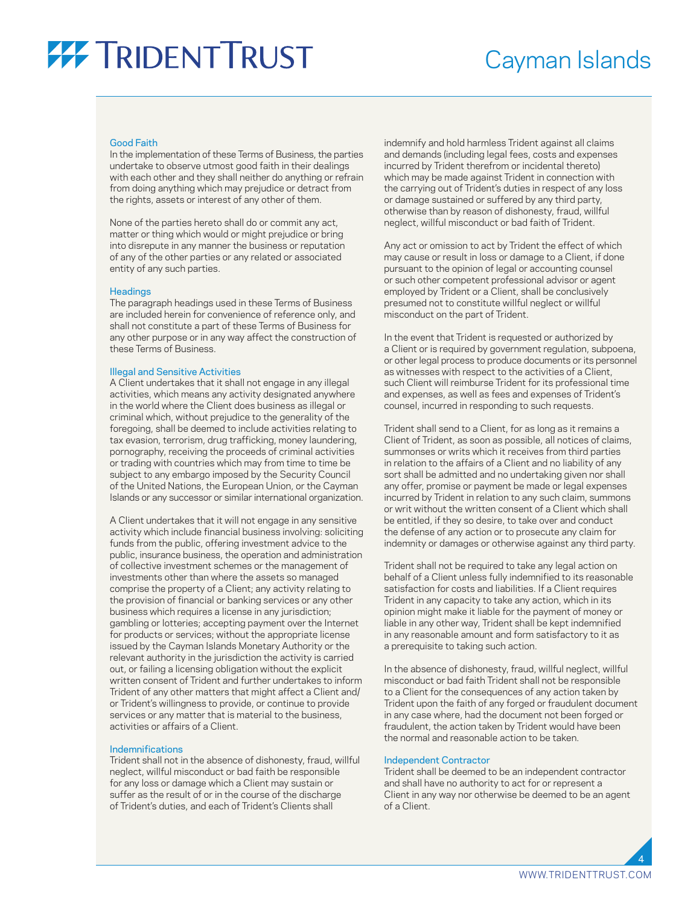## Good Faith

In the implementation of these Terms of Business, the parties undertake to observe utmost good faith in their dealings with each other and they shall neither do anything or refrain from doing anything which may prejudice or detract from the rights, assets or interest of any other of them.

None of the parties hereto shall do or commit any act, matter or thing which would or might prejudice or bring into disrepute in any manner the business or reputation of any of the other parties or any related or associated entity of any such parties.

## Headings

The paragraph headings used in these Terms of Business are included herein for convenience of reference only, and shall not constitute a part of these Terms of Business for any other purpose or in any way affect the construction of these Terms of Business.

## Illegal and Sensitive Activities

A Client undertakes that it shall not engage in any illegal activities, which means any activity designated anywhere in the world where the Client does business as illegal or criminal which, without prejudice to the generality of the foregoing, shall be deemed to include activities relating to tax evasion, terrorism, drug trafficking, money laundering, pornography, receiving the proceeds of criminal activities or trading with countries which may from time to time be subject to any embargo imposed by the Security Council of the United Nations, the European Union, or the Cayman Islands or any successor or similar international organization.

A Client undertakes that it will not engage in any sensitive activity which include financial business involving: soliciting funds from the public, offering investment advice to the public, insurance business, the operation and administration of collective investment schemes or the management of investments other than where the assets so managed comprise the property of a Client; any activity relating to the provision of financial or banking services or any other business which requires a license in any jurisdiction; gambling or lotteries; accepting payment over the Internet for products or services; without the appropriate license issued by the Cayman Islands Monetary Authority or the relevant authority in the jurisdiction the activity is carried out, or failing a licensing obligation without the explicit written consent of Trident and further undertakes to inform Trident of any other matters that might affect a Client and/or Trident's willingness to provide, or continue to provide services or any matter that is material to the business, activities or affairs of a Client.

## Indemnifications

Trident shall not in the absence of dishonesty, fraud, willful neglect, willful misconduct or bad faith be responsible for any loss or damage which a Client may sustain or suffer as the result of or in the course of the discharge of Trident's duties, and each of Trident's Clients shall indemnify and hold harmless Trident against all claims and demands (including legal fees, costs and expenses incurred by Trident therefrom or incidental thereto) which may be made against Trident in connection with the carrying out of Trident's duties in respect of any loss or damage sustained or suffered by any third party, otherwise than by reason of dishonesty, fraud, willful neglect, willful misconduct or bad faith of Trident.

Any act or omission to act by Trident the effect of which may cause or result in loss or damage to a Client, if done pursuant to the opinion of legal or accounting counsel or such other competent professional advisor or agent employed by Trident or a Client, shall be conclusively presumed not to constitute willful neglect or willful misconduct on the part of Trident.

In the event that Trident is requested or authorized by a Client or is required by government regulation, subpoena, or other legal process to produce documents or its personnel as witnesses with respect to the activities of a Client, such Client will reimburse Trident for its professional time and expenses, as well as fees and expenses of Trident's counsel, incurred in responding to such requests.

Trident shall send to a Client, for as long as it remains a Client of Trident, as soon as possible, all notices of claims, summonses or writs which it receives from third parties in relation to the affairs of a Client and no liability of any sort shall be admitted and no undertaking given nor shall any offer, promise or payment be made or legal expenses incurred by Trident in relation to any such claim, summons or writ without the written consent of a Client which shall be entitled, if they so desire, to take over and conduct the defense of any action or to prosecute any claim for indemnity or damages or otherwise against any third party.

Trident shall not be required to take any legal action on behalf of a Client unless fully indemnified to its reasonable satisfaction for costs and liabilities. If a Client requires Trident in any capacity to take any action, which in its opinion might make it liable for the payment of money or liable in any other way, Trident shall be kept indemnified in any reasonable amount and form satisfactory to it as a prerequisite to taking such action.

In the absence of dishonesty, fraud, willful neglect, willful misconduct or bad faith Trident shall not be responsible to a Client for the consequences of any action taken by Trident upon the faith of any forged or fraudulent document in any case where, had the document not been forged or fraudulent, the action taken by Trident would have been the normal and reasonable action to be taken.

## Independent Contractor

Trident shall be deemed to be an independent contractor and shall have no authority to act for or represent a Client in any way nor otherwise be deemed to be an agent of a Client.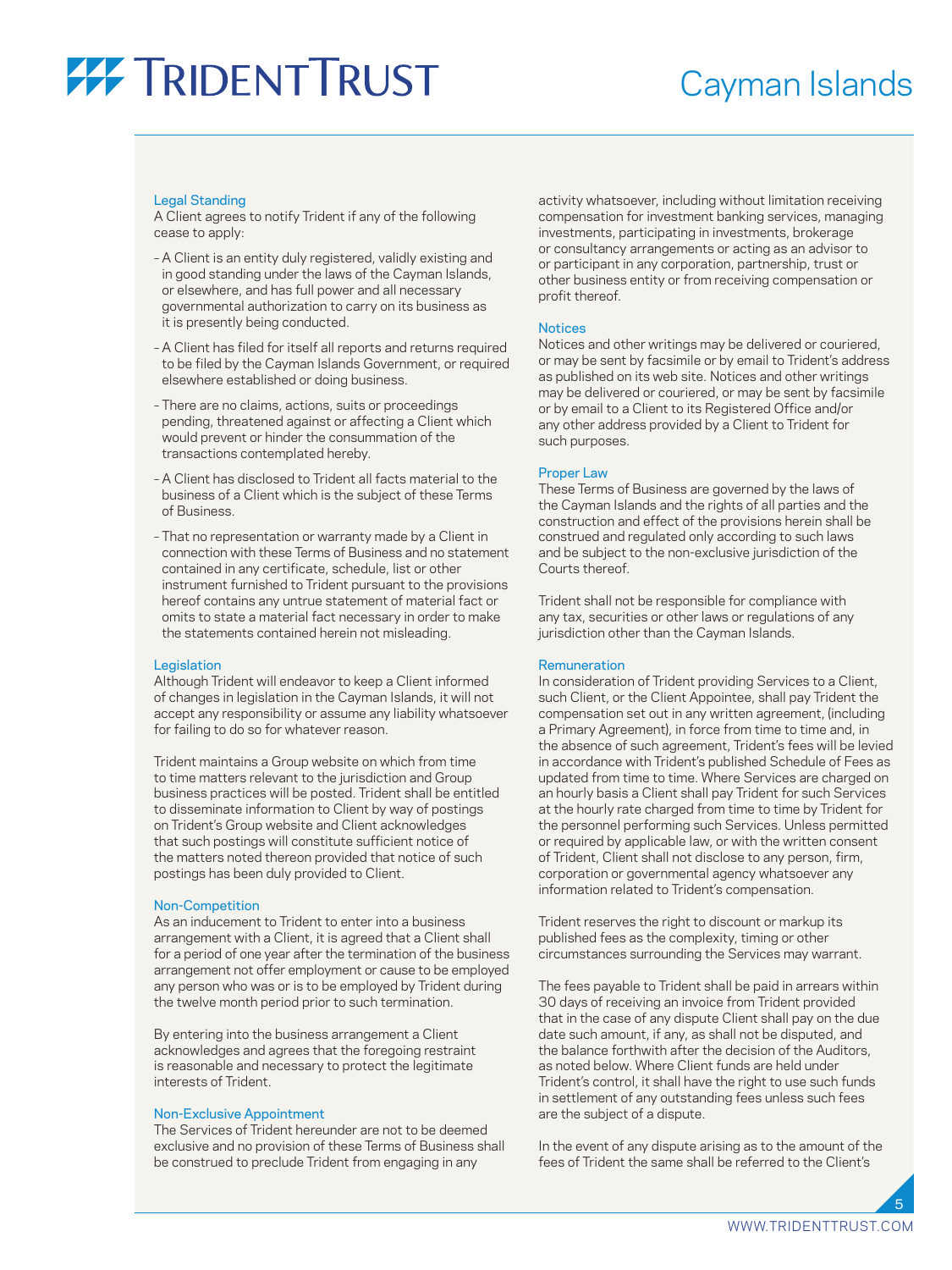### Legal Standing

A Client agrees to notify Trident if any of the following cease to apply:

- A Client is an entity duly registered, validly existing and in good standing under the laws of the Cayman Islands, or elsewhere, and has full power and all necessary governmental authorization to carry on its business as it is presently being conducted.
- A Client has filed for itself all reports and returns required to be filed by the Cayman Islands Government, or required elsewhere established or doing business.
- There are no claims, actions, suits or proceedings pending, threatened against or affecting a Client which would prevent or hinder the consummation of the transactions contemplated hereby.
- A Client has disclosed to Trident all facts material to the business of a Client which is the subject of these Terms of Business.
- That no representation or warranty made by a Client in connection with these Terms of Business and no statement contained in any certificate, schedule, list or other instrument furnished to Trident pursuant to the provisions hereof contains any untrue statement of material fact or omits to state a material fact necessary in order to make the statements contained herein not misleading.

### Legislation

Although Trident will endeavor to keep a Client informed of changes in legislation in the Cayman Islands, it will not accept any responsibility or assume any liability whatsoever for failing to do so for whatever reason.

Trident maintains a Group website on which from time to time matters relevant to the jurisdiction and Group business practices will be posted. Trident shall be entitled to disseminate information to Client by way of postings on Trident's Group website and Client acknowledges that such postings will constitute sufficient notice of the matters noted thereon provided that notice of such postings has been duly provided to Client.

### Non-Competition

As an inducement to Trident to enter into a business arrangement with a Client, it is agreed that a Client shall for a period of one year after the termination of the business arrangement not offer employment or cause to be employed any person who was or is to be employed by Trident during the twelve month period prior to such termination.

By entering into the business arrangement a Client acknowledges and agrees that the foregoing restraint is reasonable and necessary to protect the legitimate interests of Trident.

### Non-Exclusive Appointment

The Services of Trident hereunder are not to be deemed exclusive and no provision of these Terms of Business shall be construed to preclude Trident from engaging in any activity whatsoever, including without limitation receiving compensation for investment banking services, managing investments, participating in investments, brokerage or consultancy arrangements or acting as an advisor to or participant in any corporation, partnership, trust or other business entity or from receiving compensation or profit thereof.

### Notices

Notices and other writings may be delivered or couriered, or may be sent by facsimile or by email to Trident's address as published on its web site. Notices and other writings may be delivered or couriered, or may be sent by facsimile or by email to a Client to its Registered Office and/or any other address provided by a Client to Trident for such purposes.

### Proper Law

These Terms of Business are governed by the laws of the Cayman Islands and the rights of all parties and the construction and effect of the provisions herein shall be construed and regulated only according to such laws and be subject to the non-exclusive jurisdiction of the Courts thereof.

Trident shall not be responsible for compliance with any tax, securities or other laws or regulations of any jurisdiction other than the Cayman Islands.

### Remuneration

In consideration of Trident providing Services to a Client, such Client, or the Client Appointee, shall pay Trident the compensation set out in any written agreement, (including a Primary Agreement), in force from time to time and, in the absence of such agreement, Trident's fees will be levied in accordance with Trident's published Schedule of Fees as updated from time to time. Where Services are charged on an hourly basis a Client shall pay Trident for such Services at the hourly rate charged from time to time by Trident for the personnel performing such Services. Unless permitted or required by applicable law, or with the written consent of Trident, Client shall not disclose to any person, firm, corporation or governmental agency whatsoever any information related to Trident's compensation.

Trident reserves the right to discount or markup its published fees as the complexity, timing or other circumstances surrounding the Services may warrant.

The fees payable to Trident shall be paid in arrears within 30 days of receiving an invoice from Trident provided that in the case of any dispute Client shall pay on the due date such amount, if any, as shall not be disputed, and the balance forthwith after the decision of the Auditors, as noted below. Where Client funds are held under Trident's control, it shall have the right to use such funds in settlement of any outstanding fees unless such fees are the subject of a dispute.

In the event of any dispute arising as to the amount of the fees of Trident the same shall be referred to the Client's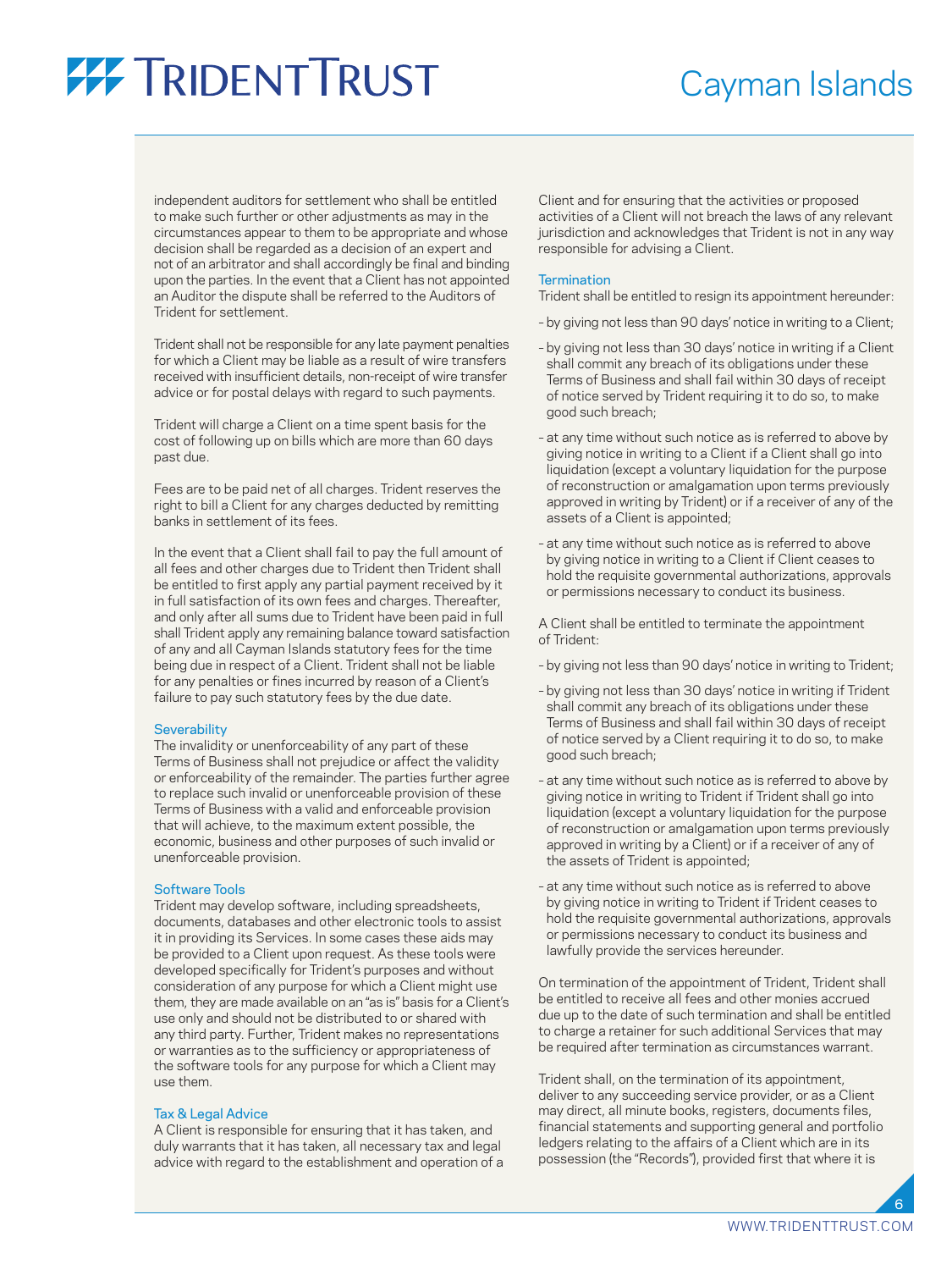independent auditors for settlement who shall be entitled to make such further or other adjustments as may in the circumstances appear to them to be appropriate and whose decision shall be regarded as a decision of an expert and not of an arbitrator and shall accordingly be final and binding upon the parties. In the event that a Client has not appointed an Auditor the dispute shall be referred to the Auditors of Trident for settlement.

Trident shall not be responsible for any late payment penalties for which a Client may be liable as a result of wire transfers received with insufficient details, non-receipt of wire transfer advice or for postal delays with regard to such payments.

Trident will charge a Client on a time spent basis for the cost of following up on bills which are more than 60 days past due.

Fees are to be paid net of all charges. Trident reserves the right to bill a Client for any charges deducted by remitting banks in settlement of its fees.

In the event that a Client shall fail to pay the full amount of all fees and other charges due to Trident then Trident shall be entitled to first apply any partial payment received by it in full satisfaction of its own fees and charges. Thereafter, and only after all sums due to Trident have been paid in full shall Trident apply any remaining balance toward satisfaction of any and all Cayman Islands statutory fees for the time being due in respect of a Client. Trident shall not be liable for any penalties or fines incurred by reason of a Client's failure to pay such statutory fees by the due date.

## Severability

The invalidity or unenforceability of any part of these Terms of Business shall not prejudice or affect the validity or enforceability of the remainder. The parties further agree to replace such invalid or unenforceable provision of these Terms of Business with a valid and enforceable provision that will achieve, to the maximum extent possible, the economic, business and other purposes of such invalid or unenforceable provision.

## Software Tools

Trident may develop software, including spreadsheets, documents, databases and other electronic tools to assist it in providing its Services. In some cases these aids may be provided to a Client upon request. As these tools were developed specifically for Trident's purposes and without consideration of any purpose for which a Client might use them, they are made available on an "as is" basis for a Client's use only and should not be distributed to or shared with any third party. Further, Trident makes no representations or warranties as to the sufficiency or appropriateness of the software tools for any purpose for which a Client may use them.

## Tax & Legal Advice

A Client is responsible for ensuring that it has taken, and duly warrants that it has taken, all necessary tax and legal advice with regard to the establishment and operation of a Client and for ensuring that the activities or proposed activities of a Client will not breach the laws of any relevant jurisdiction and acknowledges that Trident is not in any way responsible for advising a Client.

## Termination

Trident shall be entitled to resign its appointment hereunder:

- by giving not less than 90 days' notice in writing to a Client;
- by giving not less than 30 days' notice in writing if a Client shall commit any breach of its obligations under these Terms of Business and shall fail within 30 days of receipt of notice served by Trident requiring it to do so, to make good such breach;
- at any time without such notice as is referred to above by giving notice in writing to a Client if a Client shall go into liquidation (except a voluntary liquidation for the purpose of reconstruction or amalgamation upon terms previously approved in writing by Trident) or if a receiver of any of the assets of a Client is appointed;
- at any time without such notice as is referred to above by giving notice in writing to a Client if Client ceases to hold the requisite governmental authorizations, approvals or permissions necessary to conduct its business.

A Client shall be entitled to terminate the appointment of Trident:

- by giving not less than 90 days' notice in writing to Trident;
- by giving not less than 30 days' notice in writing if Trident shall commit any breach of its obligations under these Terms of Business and shall fail within 30 days of receipt of notice served by a Client requiring it to do so, to make good such breach;
- at any time without such notice as is referred to above by giving notice in writing to Trident if Trident shall go into liquidation (except a voluntary liquidation for the purpose of reconstruction or amalgamation upon terms previously approved in writing by a Client) or if a receiver of any of the assets of Trident is appointed;
- at any time without such notice as is referred to above by giving notice in writing to Trident if Trident ceases to hold the requisite governmental authorizations, approvals or permissions necessary to conduct its business and lawfully provide the services hereunder.

On termination of the appointment of Trident, Trident shall be entitled to receive all fees and other monies accrued due up to the date of such termination and shall be entitled to charge a retainer for such additional Services that may be required after termination as circumstances warrant.

Trident shall, on the termination of its appointment, deliver to any succeeding service provider, or as a Client may direct, all minute books, registers, documents files, financial statements and supporting general and portfolio ledgers relating to the affairs of a Client which are in its possession (the "Records"), provided first that where it is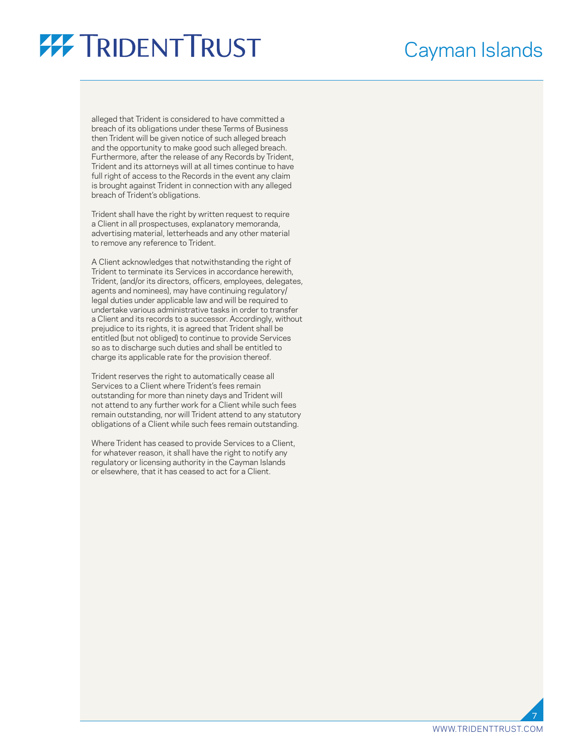alleged that Trident is considered to have committed a breach of its obligations under these Terms of Business then Trident will be given notice of such alleged breach and the opportunity to make good such alleged breach. Furthermore, after the release of any Records by Trident, Trident and its attorneys will at all times continue to have full right of access to the Records in the event any claim is brought against Trident in connection with any alleged breach of Trident's obligations.

Trident shall have the right by written request to require a Client in all prospectuses, explanatory memoranda, advertising material, letterheads and any other material to remove any reference to Trident.

A Client acknowledges that notwithstanding the right of Trident to terminate its Services in accordance herewith, Trident, (and/or its directors, officers, employees, delegates, agents and nominees), may have continuing regulatory/legal duties under applicable law and will be required to undertake various administrative tasks in order to transfer a Client and its records to a successor. Accordingly, without prejudice to its rights, it is agreed that Trident shall be entitled (but not obliged) to continue to provide Services so as to discharge such duties and shall be entitled to charge its applicable rate for the provision thereof.

Trident reserves the right to automatically cease all Services to a Client where Trident's fees remain outstanding for more than ninety days and Trident will not attend to any further work for a Client while such fees remain outstanding, nor will Trident attend to any statutory obligations of a Client while such fees remain outstanding.

Where Trident has ceased to provide Services to a Client, for whatever reason, it shall have the right to notify any regulatory or licensing authority in the Cayman Islands or elsewhere, that it has ceased to act for a Client.